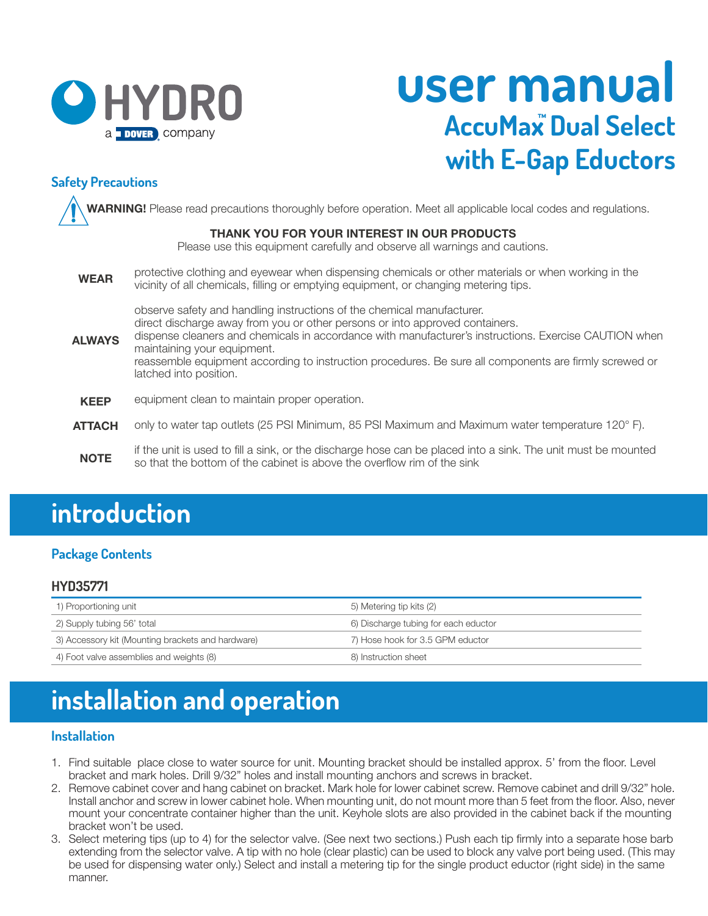HYDRO
a DOVER company

# user manual

## AccuMax™ Dual Select with E-Gap Eductors

### Safety Precautions

**WARNING!** Please read precautions thoroughly before operation. Meet all applicable local codes and regulations.

**THANK YOU FOR YOUR INTEREST IN OUR PRODUCTS**
Please use this equipment carefully and observe all warnings and cautions.

**WEAR** protective clothing and eyewear when dispensing chemicals or other materials or when working in the vicinity of all chemicals, filling or emptying equipment, or changing metering tips.

**ALWAYS** observe safety and handling instructions of the chemical manufacturer.
direct discharge away from you or other persons or into approved containers.
dispense cleaners and chemicals in accordance with manufacturer's instructions. Exercise CAUTION when maintaining your equipment.
reassemble equipment according to instruction procedures. Be sure all components are firmly screwed or latched into position.

**KEEP** equipment clean to maintain proper operation.

**ATTACH** only to water tap outlets (25 PSI Minimum, 85 PSI Maximum and Maximum water temperature 120° F).

**NOTE** if the unit is used to fill a sink, or the discharge hose can be placed into a sink. The unit must be mounted so that the bottom of the cabinet is above the overflow rim of the sink

# introduction

### Package Contents

**HYD35771**

| | |
|---|---|
| 1) Proportioning unit | 5) Metering tip kits (2) |
| 2) Supply tubing 56' total | 6) Discharge tubing for each eductor |
| 3) Accessory kit (Mounting brackets and hardware) | 7) Hose hook for 3.5 GPM eductor |
| 4) Foot valve assemblies and weights (8) | 8) Instruction sheet |

# installation and operation

### Installation

1. Find suitable place close to water source for unit. Mounting bracket should be installed approx. 5' from the floor. Level bracket and mark holes. Drill 9/32" holes and install mounting anchors and screws in bracket.
2. Remove cabinet cover and hang cabinet on bracket. Mark hole for lower cabinet screw. Remove cabinet and drill 9/32" hole. Install anchor and screw in lower cabinet hole. When mounting unit, do not mount more than 5 feet from the floor. Also, never mount your concentrate container higher than the unit. Keyhole slots are also provided in the cabinet back if the mounting bracket won't be used.
3. Select metering tips (up to 4) for the selector valve. (See next two sections.) Push each tip firmly into a separate hose barb extending from the selector valve. A tip with no hole (clear plastic) can be used to block any valve port being used. (This may be used for dispensing water only.) Select and install a metering tip for the single product eductor (right side) in the same manner.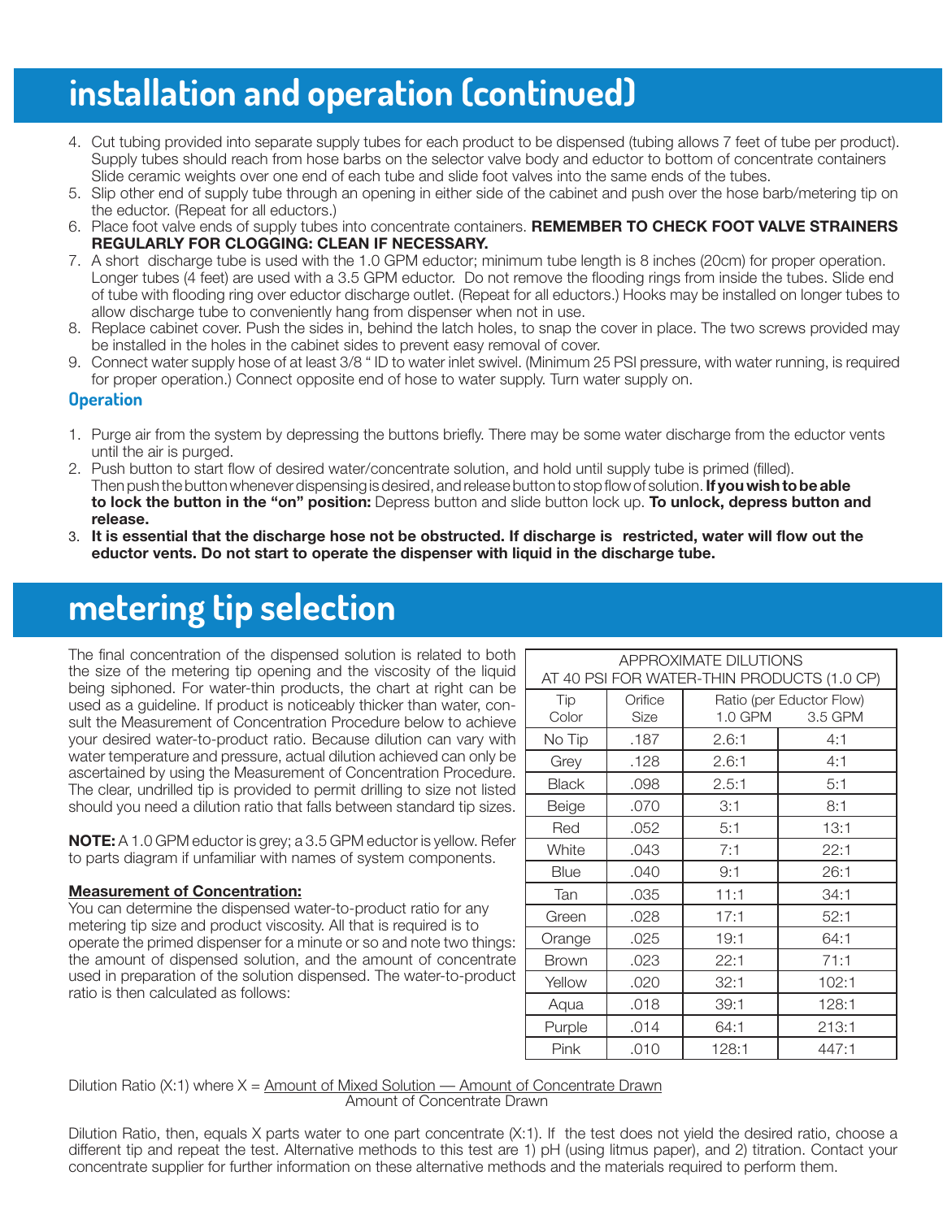# installation and operation (continued)

4. Cut tubing provided into separate supply tubes for each product to be dispensed (tubing allows 7 feet of tube per product). Supply tubes should reach from hose barbs on the selector valve body and eductor to bottom of concentrate containers Slide ceramic weights over one end of each tube and slide foot valves into the same ends of the tubes.
5. Slip other end of supply tube through an opening in either side of the cabinet and push over the hose barb/metering tip on the eductor. (Repeat for all eductors.)
6. Place foot valve ends of supply tubes into concentrate containers. **REMEMBER TO CHECK FOOT VALVE STRAINERS REGULARLY FOR CLOGGING: CLEAN IF NECESSARY.**
7. A short discharge tube is used with the 1.0 GPM eductor; minimum tube length is 8 inches (20cm) for proper operation. Longer tubes (4 feet) are used with a 3.5 GPM eductor. Do not remove the flooding rings from inside the tubes. Slide end of tube with flooding ring over eductor discharge outlet. (Repeat for all eductors.) Hooks may be installed on longer tubes to allow discharge tube to conveniently hang from dispenser when not in use.
8. Replace cabinet cover. Push the sides in, behind the latch holes, to snap the cover in place. The two screws provided may be installed in the holes in the cabinet sides to prevent easy removal of cover.
9. Connect water supply hose of at least 3/8 " ID to water inlet swivel. (Minimum 25 PSI pressure, with water running, is required for proper operation.) Connect opposite end of hose to water supply. Turn water supply on.

### Operation

1. Purge air from the system by depressing the buttons briefly. There may be some water discharge from the eductor vents until the air is purged.
2. Push button to start flow of desired water/concentrate solution, and hold until supply tube is primed (filled). Then push the button whenever dispensing is desired, and release button to stop flow of solution. **If you wish to be able to lock the button in the "on" position:** Depress button and slide button lock up. **To unlock, depress button and release.**
3. **It is essential that the discharge hose not be obstructed. If discharge is restricted, water will flow out the eductor vents. Do not start to operate the dispenser with liquid in the discharge tube.**

# metering tip selection

The final concentration of the dispensed solution is related to both the size of the metering tip opening and the viscosity of the liquid being siphoned. For water-thin products, the chart at right can be used as a guideline. If product is noticeably thicker than water, consult the Measurement of Concentration Procedure below to achieve your desired water-to-product ratio. Because dilution can vary with water temperature and pressure, actual dilution achieved can only be ascertained by using the Measurement of Concentration Procedure. The clear, undrilled tip is provided to permit drilling to size not listed should you need a dilution ratio that falls between standard tip sizes.

**NOTE:** A 1.0 GPM eductor is grey; a 3.5 GPM eductor is yellow. Refer to parts diagram if unfamiliar with names of system components.

| APPROXIMATE DILUTIONS AT 40 PSI FOR WATER-THIN PRODUCTS (1.0 CP) | | | |
|---|---|---|---|
| Tip Color | Orifice Size | Ratio (per Eductor Flow) 1.0 GPM | 3.5 GPM |
| No Tip | .187 | 2.6:1 | 4:1 |
| Grey | .128 | 2.6:1 | 4:1 |
| Black | .098 | 2.5:1 | 5:1 |
| Beige | .070 | 3:1 | 8:1 |
| Red | .052 | 5:1 | 13:1 |
| White | .043 | 7:1 | 22:1 |
| Blue | .040 | 9:1 | 26:1 |
| Tan | .035 | 11:1 | 34:1 |
| Green | .028 | 17:1 | 52:1 |
| Orange | .025 | 19:1 | 64:1 |
| Brown | .023 | 22:1 | 71:1 |
| Yellow | .020 | 32:1 | 102:1 |
| Aqua | .018 | 39:1 | 128:1 |
| Purple | .014 | 64:1 | 213:1 |
| Pink | .010 | 128:1 | 447:1 |

**Measurement of Concentration:**

You can determine the dispensed water-to-product ratio for any metering tip size and product viscosity. All that is required is to operate the primed dispenser for a minute or so and note two things: the amount of dispensed solution, and the amount of concentrate used in preparation of the solution dispensed. The water-to-product ratio is then calculated as follows:

Dilution Ratio (X:1) where $X = \dfrac{\text{Amount of Mixed Solution} - \text{Amount of Concentrate Drawn}}{\text{Amount of Concentrate Drawn}}$

Dilution Ratio, then, equals X parts water to one part concentrate (X:1). If the test does not yield the desired ratio, choose a different tip and repeat the test. Alternative methods to this test are 1) pH (using litmus paper), and 2) titration. Contact your concentrate supplier for further information on these alternative methods and the materials required to perform them.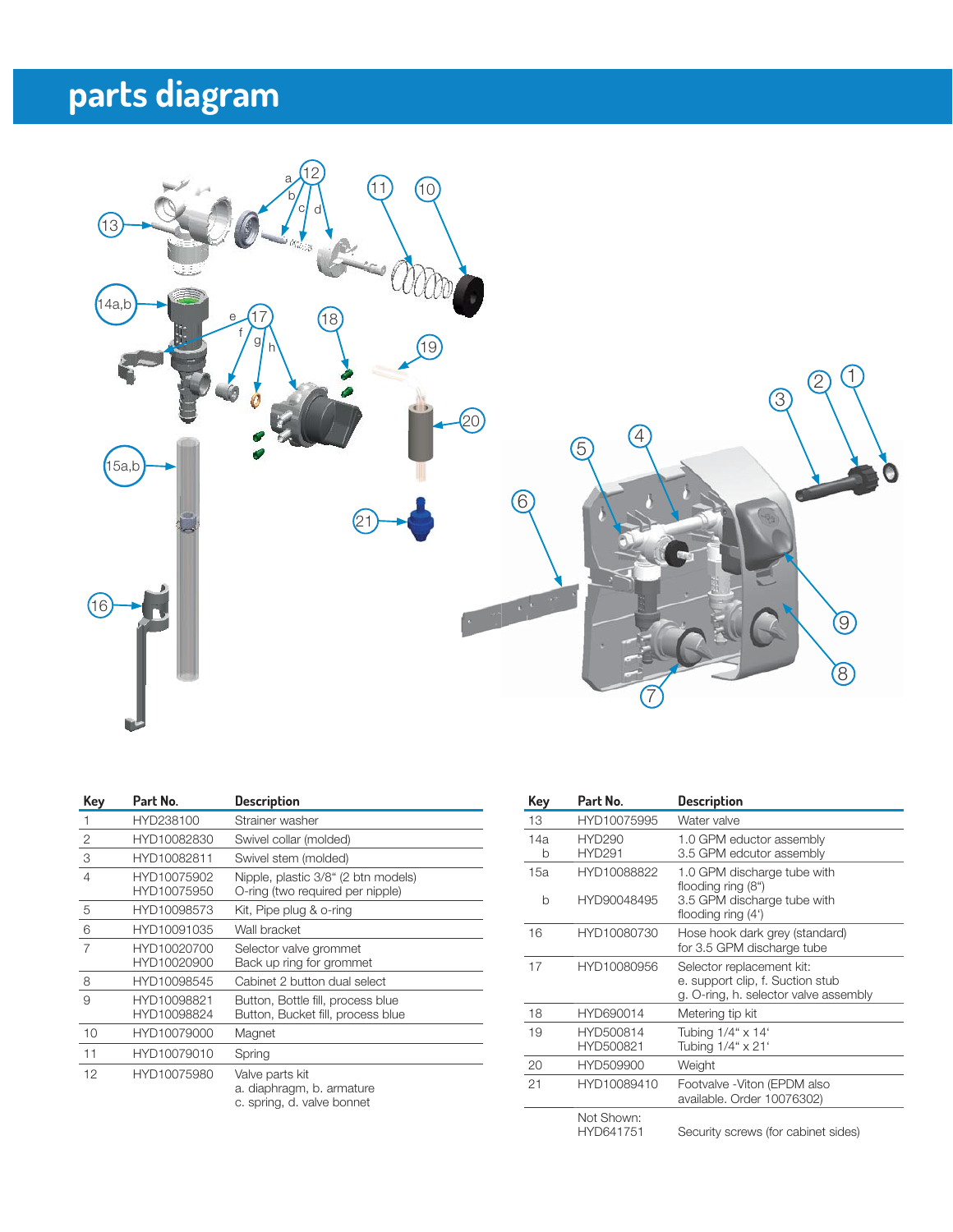# parts diagram

| Key | Part No. | Description |
|---|---|---|
| 1 | HYD238100 | Strainer washer |
| 2 | HYD10082830 | Swivel collar (molded) |
| 3 | HYD10082811 | Swivel stem (molded) |
| 4 | HYD10075902<br>HYD10075950 | Nipple, plastic 3/8" (2 btn models)<br>O-ring (two required per nipple) |
| 5 | HYD10098573 | Kit, Pipe plug & o-ring |
| 6 | HYD10091035 | Wall bracket |
| 7 | HYD10020700<br>HYD10020900 | Selector valve grommet<br>Back up ring for grommet |
| 8 | HYD10098545 | Cabinet 2 button dual select |
| 9 | HYD10098821<br>HYD10098824 | Button, Bottle fill, process blue<br>Button, Bucket fill, process blue |
| 10 | HYD10079000 | Magnet |
| 11 | HYD10079010 | Spring |
| 12 | HYD10075980 | Valve parts kit<br>a. diaphragm, b. armature<br>c. spring, d. valve bonnet |
| 13 | HYD10075995 | Water valve |
| 14a<br>b | HYD290<br>HYD291 | 1.0 GPM eductor assembly<br>3.5 GPM edcutor assembly |
| 15a<br>b | HYD10088822<br>HYD90048495 | 1.0 GPM discharge tube with flooding ring (8")<br>3.5 GPM discharge tube with flooding ring (4') |
| 16 | HYD10080730 | Hose hook dark grey (standard) for 3.5 GPM discharge tube |
| 17 | HYD10080956 | Selector replacement kit:<br>e. support clip, f. Suction stub<br>g. O-ring, h. selector valve assembly |
| 18 | HYD690014 | Metering tip kit |
| 19 | HYD500814<br>HYD500821 | Tubing 1/4" x 14'<br>Tubing 1/4" x 21' |
| 20 | HYD509900 | Weight |
| 21 | HYD10089410 | Footvalve -Viton (EPDM also available. Order 10076302) |
| | Not Shown:<br>HYD641751 | Security screws (for cabinet sides) |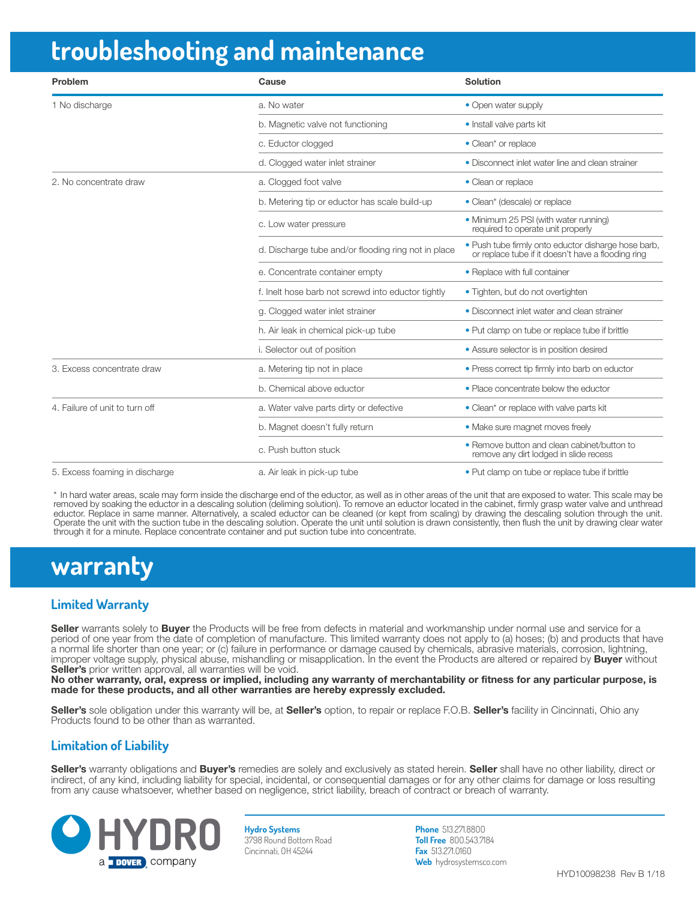# troubleshooting and maintenance

| Problem | Cause | Solution |
|---|---|---|
| 1 No discharge | a. No water | • Open water supply |
| | b. Magnetic valve not functioning | • Install valve parts kit |
| | c. Eductor clogged | • Clean* or replace |
| | d. Clogged water inlet strainer | • Disconnect inlet water line and clean strainer |
| 2. No concentrate draw | a. Clogged foot valve | • Clean or replace |
| | b. Metering tip or eductor has scale build-up | • Clean* (descale) or replace |
| | c. Low water pressure | • Minimum 25 PSI (with water running) required to operate unit properly |
| | d. Discharge tube and/or flooding ring not in place | • Push tube firmly onto eductor disharge hose barb, or replace tube if it doesn't have a flooding ring |
| | e. Concentrate container empty | • Replace with full container |
| | f. Inelt hose barb not screwd into eductor tightly | • Tighten, but do not overtighten |
| | g. Clogged water inlet strainer | • Disconnect inlet water and clean strainer |
| | h. Air leak in chemical pick-up tube | • Put clamp on tube or replace tube if brittle |
| | i. Selector out of position | • Assure selector is in position desired |
| 3. Excess concentrate draw | a. Metering tip not in place | • Press correct tip firmly into barb on eductor |
| | b. Chemical above eductor | • Place concentrate below the eductor |
| 4. Failure of unit to turn off | a. Water valve parts dirty or defective | • Clean* or replace with valve parts kit |
| | b. Magnet doesn't fully return | • Make sure magnet moves freely |
| | c. Push button stuck | • Remove button and clean cabinet/button to remove any dirt lodged in slide recess |
| 5. Excess foaming in discharge | a. Air leak in pick-up tube | • Put clamp on tube or replace tube if brittle |

* In hard water areas, scale may form inside the discharge end of the eductor, as well as in other areas of the unit that are exposed to water. This scale may be removed by soaking the eductor in a descaling solution (deliming solution). To remove an eductor located in the cabinet, firmly grasp water valve and unthread eductor. Replace in same manner. Alternatively, a scaled eductor can be cleaned (or kept from scaling) by drawing the descaling solution through the unit. Operate the unit with the suction tube in the descaling solution. Operate the unit until solution is drawn consistently, then flush the unit by drawing clear water through it for a minute. Replace concentrate container and put suction tube into concentrate.

# warranty

## Limited Warranty

**Seller** warrants solely to **Buyer** the Products will be free from defects in material and workmanship under normal use and service for a period of one year from the date of completion of manufacture. This limited warranty does not apply to (a) hoses; (b) and products that have a normal life shorter than one year; or (c) failure in performance or damage caused by chemicals, abrasive materials, corrosion, lightning, improper voltage supply, physical abuse, mishandling or misapplication. In the event the Products are altered or repaired by **Buyer** without **Seller's** prior written approval, all warranties will be void.
**No other warranty, oral, express or implied, including any warranty of merchantability or fitness for any particular purpose, is made for these products, and all other warranties are hereby expressly excluded.**

**Seller's** sole obligation under this warranty will be, at **Seller's** option, to repair or replace F.O.B. **Seller's** facility in Cincinnati, Ohio any Products found to be other than as warranted.

## Limitation of Liability

**Seller's** warranty obligations and **Buyer's** remedies are solely and exclusively as stated herein. **Seller** shall have no other liability, direct or indirect, of any kind, including liability for special, incidental, or consequential damages or for any other claims for damage or loss resulting from any cause whatsoever, whether based on negligence, strict liability, breach of contract or breach of warranty.

HYDRO
a DOVER company

**Hydro Systems**
3798 Round Bottom Road
Cincinnati, OH 45244

**Phone** 513.271.8800
**Toll Free** 800.543.7184
**Fax** 513.271.0160
**Web** hydrosystemsco.com

HYD10098238 Rev B 1/18